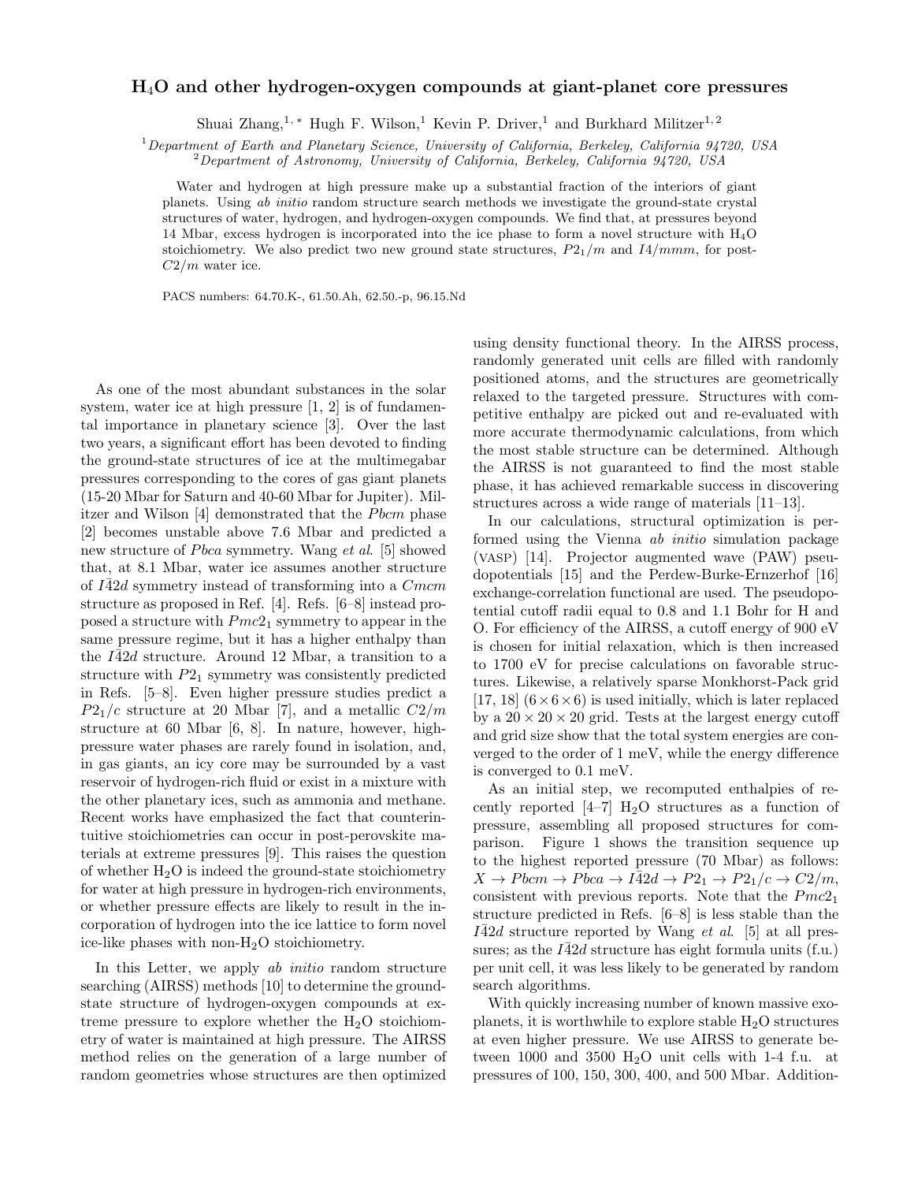# $H_4O$ and other hydrogen-oxygen compounds at giant-planet core pressures

Shuai Zhang,[1,*] Hugh F. Wilson,[1] Kevin P. Driver,[1] and Burkhard Militzer[1,2]

[1] *Department of Earth and Planetary Science, University of California, Berkeley, California 94720, USA*
[2] *Department of Astronomy, University of California, Berkeley, California 94720, USA*

Water and hydrogen at high pressure make up a substantial fraction of the interiors of giant planets. Using *ab initio* random structure search methods we investigate the ground-state crystal structures of water, hydrogen, and hydrogen-oxygen compounds. We find that, at pressures beyond 14 Mbar, excess hydrogen is incorporated into the ice phase to form a novel structure with $H_4O$ stoichiometry. We also predict two new ground state structures, $P2_1/m$ and $I4/mmm$, for post-$C2/m$ water ice.

PACS numbers: 64.70.K-, 61.50.Ah, 62.50.-p, 96.15.Nd

As one of the most abundant substances in the solar system, water ice at high pressure [1, 2] is of fundamental importance in planetary science [3]. Over the last two years, a significant effort has been devoted to finding the ground-state structures of ice at the multimegabar pressures corresponding to the cores of gas giant planets (15-20 Mbar for Saturn and 40-60 Mbar for Jupiter). Militzer and Wilson [4] demonstrated that the $Pbcm$ phase [2] becomes unstable above 7.6 Mbar and predicted a new structure of $Pbca$ symmetry. Wang *et al.* [5] showed that, at 8.1 Mbar, water ice assumes another structure of $I\bar{4}2d$ symmetry instead of transforming into a $Cmcm$ structure as proposed in Ref. [4]. Refs. [6–8] instead proposed a structure with $Pmc2_1$ symmetry to appear in the same pressure regime, but it has a higher enthalpy than the $I\bar{4}2d$ structure. Around 12 Mbar, a transition to a structure with $P2_1$ symmetry was consistently predicted in Refs. [5–8]. Even higher pressure studies predict a $P2_1/c$ structure at 20 Mbar [7], and a metallic $C2/m$ structure at 60 Mbar [6, 8]. In nature, however, high-pressure water phases are rarely found in isolation, and, in gas giants, an icy core may be surrounded by a vast reservoir of hydrogen-rich fluid or exist in a mixture with the other planetary ices, such as ammonia and methane. Recent works have emphasized the fact that counterintuitive stoichiometries can occur in post-perovskite materials at extreme pressures [9]. This raises the question of whether $H_2O$ is indeed the ground-state stoichiometry for water at high pressure in hydrogen-rich environments, or whether pressure effects are likely to result in the incorporation of hydrogen into the ice lattice to form novel ice-like phases with non-$H_2O$ stoichiometry.

In this Letter, we apply *ab initio* random structure searching (AIRSS) methods [10] to determine the ground-state structure of hydrogen-oxygen compounds at extreme pressure to explore whether the $H_2O$ stoichiometry of water is maintained at high pressure. The AIRSS method relies on the generation of a large number of random geometries whose structures are then optimized using density functional theory. In the AIRSS process, randomly generated unit cells are filled with randomly positioned atoms, and the structures are geometrically relaxed to the targeted pressure. Structures with competitive enthalpy are picked out and re-evaluated with more accurate thermodynamic calculations, from which the most stable structure can be determined. Although the AIRSS is not guaranteed to find the most stable phase, it has achieved remarkable success in discovering structures across a wide range of materials [11–13].

In our calculations, structural optimization is performed using the Vienna *ab initio* simulation package (VASP) [14]. Projector augmented wave (PAW) pseudopotentials [15] and the Perdew-Burke-Ernzerhof [16] exchange-correlation functional are used. The pseudopotential cutoff radii equal to 0.8 and 1.1 Bohr for H and O. For efficiency of the AIRSS, a cutoff energy of 900 eV is chosen for initial relaxation, which is then increased to 1700 eV for precise calculations on favorable structures. Likewise, a relatively sparse Monkhorst-Pack grid [17, 18] ($6 \times 6 \times 6$) is used initially, which is later replaced by a $20 \times 20 \times 20$ grid. Tests at the largest energy cutoff and grid size show that the total system energies are converged to the order of 1 meV, while the energy difference is converged to 0.1 meV.

As an initial step, we recomputed enthalpies of recently reported [4–7] $H_2O$ structures as a function of pressure, assembling all proposed structures for comparison. Figure 1 shows the transition sequence up to the highest reported pressure (70 Mbar) as follows: $X \rightarrow Pbcm \rightarrow Pbca \rightarrow I\bar{4}2d \rightarrow P2_1 \rightarrow P2_1/c \rightarrow C2/m$, consistent with previous reports. Note that the $Pmc2_1$ structure predicted in Refs. [6–8] is less stable than the $I\bar{4}2d$ structure reported by Wang *et al.* [5] at all pressures; as the $I\bar{4}2d$ structure has eight formula units (f.u.) per unit cell, it was less likely to be generated by random search algorithms.

With quickly increasing number of known massive exoplanets, it is worthwhile to explore stable $H_2O$ structures at even higher pressure. We use AIRSS to generate between 1000 and 3500 $H_2O$ unit cells with 1-4 f.u. at pressures of 100, 150, 300, 400, and 500 Mbar. Addition-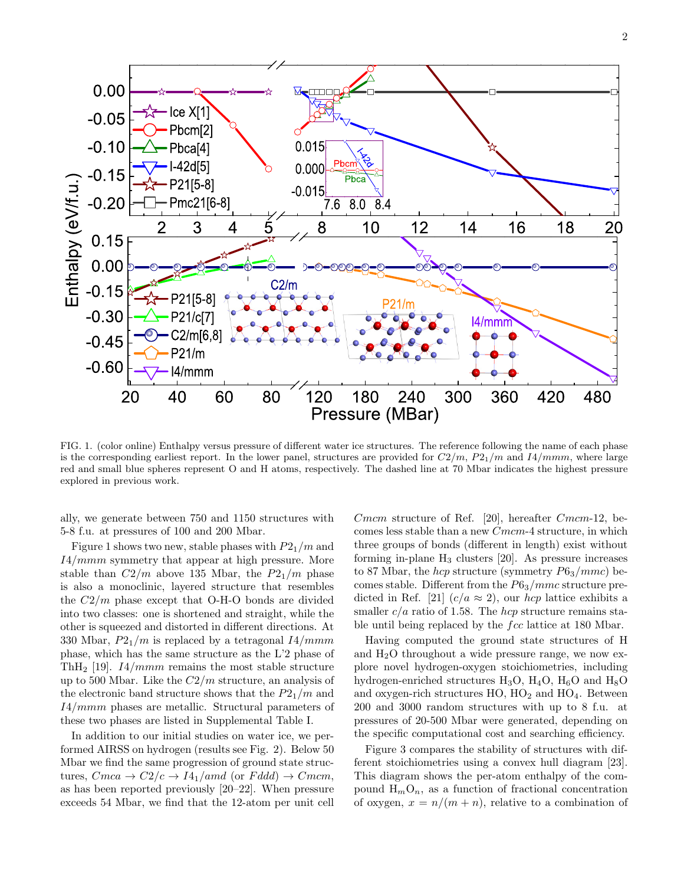FIG. 1. (color online) Enthalpy versus pressure of different water ice structures. The reference following the name of each phase is the corresponding earliest report. In the lower panel, structures are provided for $C2/m$, $P2_1/m$ and $I4/mmm$, where large red and small blue spheres represent O and H atoms, respectively. The dashed line at 70 Mbar indicates the highest pressure explored in previous work.

ally, we generate between 750 and 1150 structures with 5-8 f.u. at pressures of 100 and 200 Mbar.

Figure 1 shows two new, stable phases with $P2_1/m$ and $I4/mmm$ symmetry that appear at high pressure. More stable than $C2/m$ above 135 Mbar, the $P2_1/m$ phase is also a monoclinic, layered structure that resembles the $C2/m$ phase except that O-H-O bonds are divided into two classes: one is shortened and straight, while the other is squeezed and distorted in different directions. At 330 Mbar, $P2_1/m$ is replaced by a tetragonal $I4/mmm$ phase, which has the same structure as the L'2 phase of $ThH_2$ [19]. $I4/mmm$ remains the most stable structure up to 500 Mbar. Like the $C2/m$ structure, an analysis of the electronic band structure shows that the $P2_1/m$ and $I4/mmm$ phases are metallic. Structural parameters of these two phases are listed in Supplemental Table I.

In addition to our initial studies on water ice, we performed AIRSS on hydrogen (results see Fig. 2). Below 50 Mbar we find the same progression of ground state structures, $Cmca \rightarrow C2/c \rightarrow I4_1/amd$ (or $Fddd$) $\rightarrow Cmcm$, as has been reported previously [20–22]. When pressure exceeds 54 Mbar, we find that the 12-atom per unit cell $Cmcm$ structure of Ref. [20], hereafter $Cmcm$-12, becomes less stable than a new $Cmcm$-4 structure, in which three groups of bonds (different in length) exist without forming in-plane $H_3$ clusters [20]. As pressure increases to 87 Mbar, the *hcp* structure (symmetry $P6_3/mmc$) becomes stable. Different from the $P6_3/mmc$ structure predicted in Ref. [21] ($c/a \approx 2$), our *hcp* lattice exhibits a smaller $c/a$ ratio of 1.58. The *hcp* structure remains stable until being replaced by the *fcc* lattice at 180 Mbar.

Having computed the ground state structures of H and $H_2O$ throughout a wide pressure range, we now explore novel hydrogen-oxygen stoichiometries, including hydrogen-enriched structures $H_3O$, $H_4O$, $H_6O$ and $H_8O$ and oxygen-rich structures HO, $HO_2$ and $HO_4$. Between 200 and 3000 random structures with up to 8 f.u. at pressures of 20-500 Mbar were generated, depending on the specific computational cost and searching efficiency.

Figure 3 compares the stability of structures with different stoichiometries using a convex hull diagram [23]. This diagram shows the per-atom enthalpy of the compound $H_mO_n$, as a function of fractional concentration of oxygen, $x = n/(m+n)$, relative to a combination of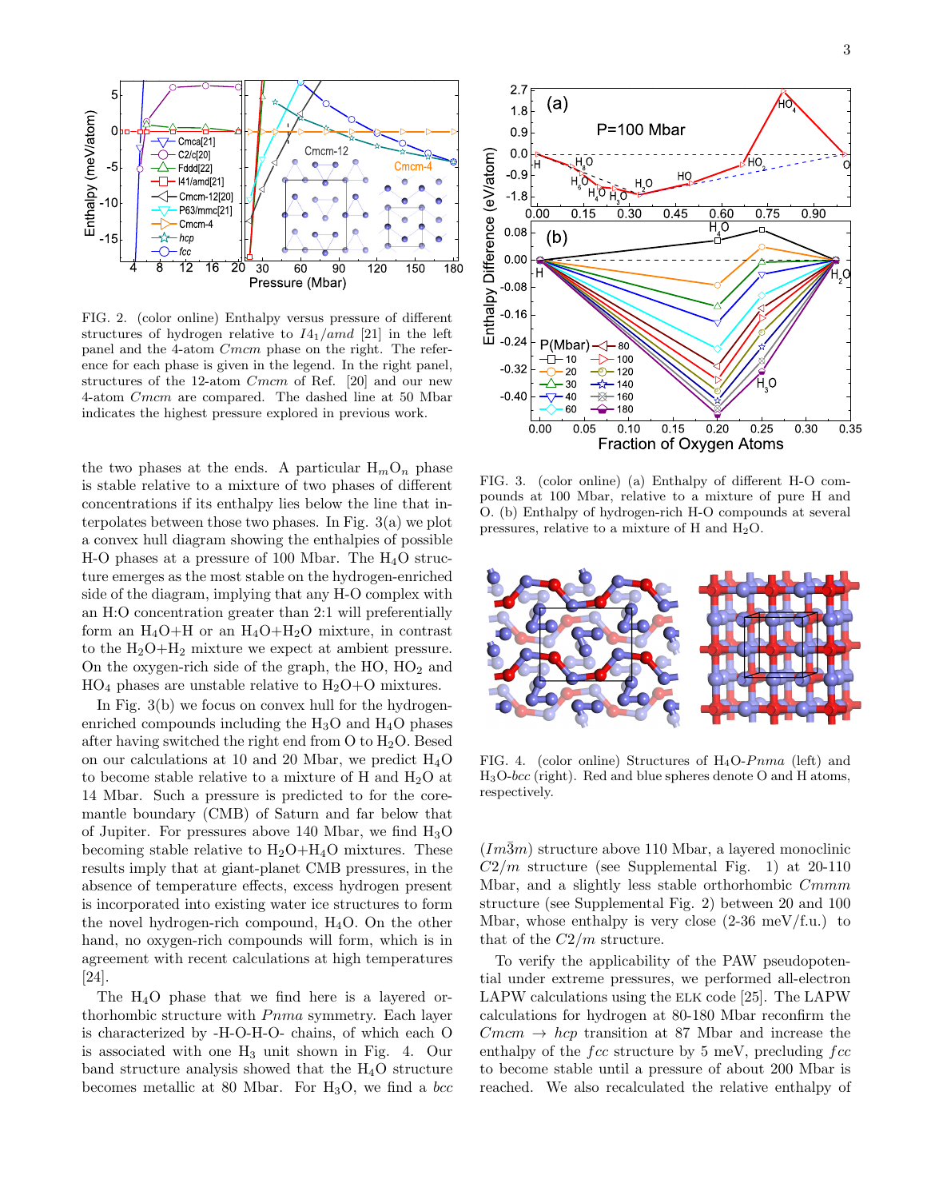FIG. 2. (color online) Enthalpy versus pressure of different structures of hydrogen relative to $I4_1/amd$ [21] in the left panel and the 4-atom $Cmcm$ phase on the right. The reference for each phase is given in the legend. In the right panel, structures of the 12-atom $Cmcm$ of Ref. [20] and our new 4-atom $Cmcm$ are compared. The dashed line at 50 Mbar indicates the highest pressure explored in previous work.

the two phases at the ends. A particular $H_mO_n$ phase is stable relative to a mixture of two phases of different concentrations if its enthalpy lies below the line that interpolates between those two phases. In Fig. 3(a) we plot a convex hull diagram showing the enthalpies of possible H-O phases at a pressure of 100 Mbar. The $H_4O$ structure emerges as the most stable on the hydrogen-enriched side of the diagram, implying that any H-O complex with an H:O concentration greater than 2:1 will preferentially form an $H_4O$+H or an $H_4O$+$H_2O$ mixture, in contrast to the $H_2O$+$H_2$ mixture we expect at ambient pressure. On the oxygen-rich side of the graph, the HO, $HO_2$ and $HO_4$ phases are unstable relative to $H_2O$+O mixtures.

In Fig. 3(b) we focus on convex hull for the hydrogen-enriched compounds including the $H_3O$ and $H_4O$ phases after having switched the right end from O to $H_2O$. Besed on our calculations at 10 and 20 Mbar, we predict $H_4O$ to become stable relative to a mixture of H and $H_2O$ at 14 Mbar. Such a pressure is predicted to for the core-mantle boundary (CMB) of Saturn and far below that of Jupiter. For pressures above 140 Mbar, we find $H_3O$ becoming stable relative to $H_2O$+$H_4O$ mixtures. These results imply that at giant-planet CMB pressures, in the absence of temperature effects, excess hydrogen present is incorporated into existing water ice structures to form the novel hydrogen-rich compound, $H_4O$. On the other hand, no oxygen-rich compounds will form, which is in agreement with recent calculations at high temperatures [24].

The $H_4O$ phase that we find here is a layered orthorhombic structure with $Pnma$ symmetry. Each layer is characterized by -H-O-H-O- chains, of which each O is associated with one $H_3$ unit shown in Fig. 4. Our band structure analysis showed that the $H_4O$ structure becomes metallic at 80 Mbar. For $H_3O$, we find a *bcc*

FIG. 3. (color online) (a) Enthalpy of different H-O compounds at 100 Mbar, relative to a mixture of pure H and O. (b) Enthalpy of hydrogen-rich H-O compounds at several pressures, relative to a mixture of H and $H_2O$.

FIG. 4. (color online) Structures of $H_4O$-$Pnma$ (left) and $H_3O$-*bcc* (right). Red and blue spheres denote O and H atoms, respectively.

($Im\bar{3}m$) structure above 110 Mbar, a layered monoclinic $C2/m$ structure (see Supplemental Fig. 1) at 20-110 Mbar, and a slightly less stable orthorhombic $Cmmm$ structure (see Supplemental Fig. 2) between 20 and 100 Mbar, whose enthalpy is very close (2-36 meV/f.u.) to that of the $C2/m$ structure.

To verify the applicability of the PAW pseudopotential under extreme pressures, we performed all-electron LAPW calculations using the ELK code [25]. The LAPW calculations for hydrogen at 80-180 Mbar reconfirm the $Cmcm$ → *hcp* transition at 87 Mbar and increase the enthalpy of the *fcc* structure by 5 meV, precluding *fcc* to become stable until a pressure of about 200 Mbar is reached. We also recalculated the relative enthalpy of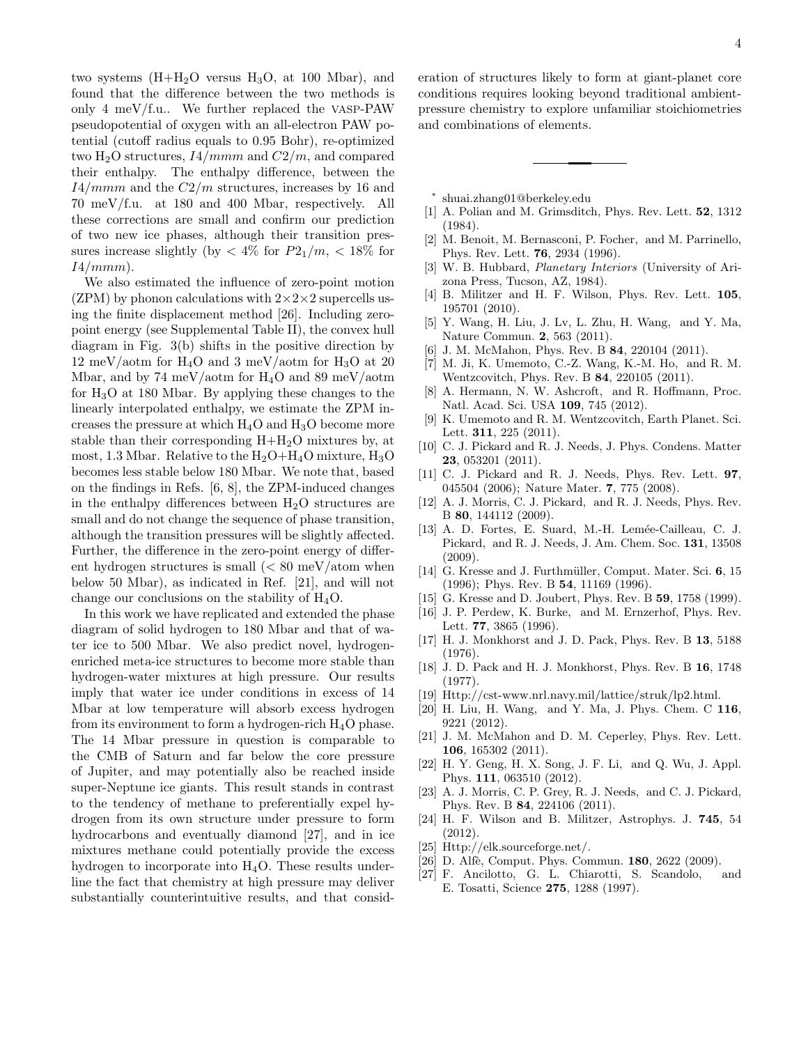two systems ($H+H_2O$ versus $H_3O$, at 100 Mbar), and found that the difference between the two methods is only 4 meV/f.u.. We further replaced the VASP-PAW pseudopotential of oxygen with an all-electron PAW potential (cutoff radius equals to 0.95 Bohr), re-optimized two $H_2O$ structures, $I4/mmm$ and $C2/m$, and compared their enthalpy. The enthalpy difference, between the $I4/mmm$ and the $C2/m$ structures, increases by 16 and 70 meV/f.u. at 180 and 400 Mbar, respectively. All these corrections are small and confirm our prediction of two new ice phases, although their transition pressures increase slightly (by $< 4\%$ for $P2_1/m$, $< 18\%$ for $I4/mmm$).

We also estimated the influence of zero-point motion (ZPM) by phonon calculations with $2\times2\times2$ supercells using the finite displacement method [26]. Including zero-point energy (see Supplemental Table II), the convex hull diagram in Fig. 3(b) shifts in the positive direction by 12 meV/aotm for $H_4O$ and 3 meV/aotm for $H_3O$ at 20 Mbar, and by 74 meV/aotm for $H_4O$ and 89 meV/aotm for $H_3O$ at 180 Mbar. By applying these changes to the linearly interpolated enthalpy, we estimate the ZPM increases the pressure at which $H_4O$ and $H_3O$ become more stable than their corresponding $H+H_2O$ mixtures by, at most, 1.3 Mbar. Relative to the $H_2O+H_4O$ mixture, $H_3O$ becomes less stable below 180 Mbar. We note that, based on the findings in Refs. [6, 8], the ZPM-induced changes in the enthalpy differences between $H_2O$ structures are small and do not change the sequence of phase transition, although the transition pressures will be slightly affected. Further, the difference in the zero-point energy of different hydrogen structures is small ($<80$ meV/atom when below 50 Mbar), as indicated in Ref. [21], and will not change our conclusions on the stability of $H_4O$.

In this work we have replicated and extended the phase diagram of solid hydrogen to 180 Mbar and that of water ice to 500 Mbar. We also predict novel, hydrogen-enriched meta-ice structures to become more stable than hydrogen-water mixtures at high pressure. Our results imply that water ice under conditions in excess of 14 Mbar at low temperature will absorb excess hydrogen from its environment to form a hydrogen-rich $H_4O$ phase. The 14 Mbar pressure in question is comparable to the CMB of Saturn and far below the core pressure of Jupiter, and may potentially also be reached inside super-Neptune ice giants. This result stands in contrast to the tendency of methane to preferentially expel hydrogen from its own structure under pressure to form hydrocarbons and eventually diamond [27], and in ice mixtures methane could potentially provide the excess hydrogen to incorporate into $H_4O$. These results underline the fact that chemistry at high pressure may deliver substantially counterintuitive results, and that consideration of structures likely to form at giant-planet core conditions requires looking beyond traditional ambient-pressure chemistry to explore unfamiliar stoichiometries and combinations of elements.

---

\* shuai.zhang01@berkeley.edu

[1] A. Polian and M. Grimsditch, Phys. Rev. Lett. **52**, 1312 (1984).
[2] M. Benoit, M. Bernasconi, P. Focher, and M. Parrinello, Phys. Rev. Lett. **76**, 2934 (1996).
[3] W. B. Hubbard, *Planetary Interiors* (University of Arizona Press, Tucson, AZ, 1984).
[4] B. Militzer and H. F. Wilson, Phys. Rev. Lett. **105**, 195701 (2010).
[5] Y. Wang, H. Liu, J. Lv, L. Zhu, H. Wang, and Y. Ma, Nature Commun. **2**, 563 (2011).
[6] J. M. McMahon, Phys. Rev. B **84**, 220104 (2011).
[7] M. Ji, K. Umemoto, C.-Z. Wang, K.-M. Ho, and R. M. Wentzcovitch, Phys. Rev. B **84**, 220105 (2011).
[8] A. Hermann, N. W. Ashcroft, and R. Hoffmann, Proc. Natl. Acad. Sci. USA **109**, 745 (2012).
[9] K. Umemoto and R. M. Wentzcovitch, Earth Planet. Sci. Lett. **311**, 225 (2011).
[10] C. J. Pickard and R. J. Needs, J. Phys. Condens. Matter **23**, 053201 (2011).
[11] C. J. Pickard and R. J. Needs, Phys. Rev. Lett. **97**, 045504 (2006); Nature Mater. **7**, 775 (2008).
[12] A. J. Morris, C. J. Pickard, and R. J. Needs, Phys. Rev. B **80**, 144112 (2009).
[13] A. D. Fortes, E. Suard, M.-H. Lemée-Cailleau, C. J. Pickard, and R. J. Needs, J. Am. Chem. Soc. **131**, 13508 (2009).
[14] G. Kresse and J. Furthmüller, Comput. Mater. Sci. **6**, 15 (1996); Phys. Rev. B **54**, 11169 (1996).
[15] G. Kresse and D. Joubert, Phys. Rev. B **59**, 1758 (1999).
[16] J. P. Perdew, K. Burke, and M. Ernzerhof, Phys. Rev. Lett. **77**, 3865 (1996).
[17] H. J. Monkhorst and J. D. Pack, Phys. Rev. B **13**, 5188 (1976).
[18] J. D. Pack and H. J. Monkhorst, Phys. Rev. B **16**, 1748 (1977).
[19] Http://cst-www.nrl.navy.mil/lattice/struk/lp2.html.
[20] H. Liu, H. Wang, and Y. Ma, J. Phys. Chem. C **116**, 9221 (2012).
[21] J. M. McMahon and D. M. Ceperley, Phys. Rev. Lett. **106**, 165302 (2011).
[22] H. Y. Geng, H. X. Song, J. F. Li, and Q. Wu, J. Appl. Phys. **111**, 063510 (2012).
[23] A. J. Morris, C. P. Grey, R. J. Needs, and C. J. Pickard, Phys. Rev. B **84**, 224106 (2011).
[24] H. F. Wilson and B. Militzer, Astrophys. J. **745**, 54 (2012).
[25] Http://elk.sourceforge.net/.
[26] D. Alfè, Comput. Phys. Commun. **180**, 2622 (2009).
[27] F. Ancilotto, G. L. Chiarotti, S. Scandolo, and E. Tosatti, Science **275**, 1288 (1997).